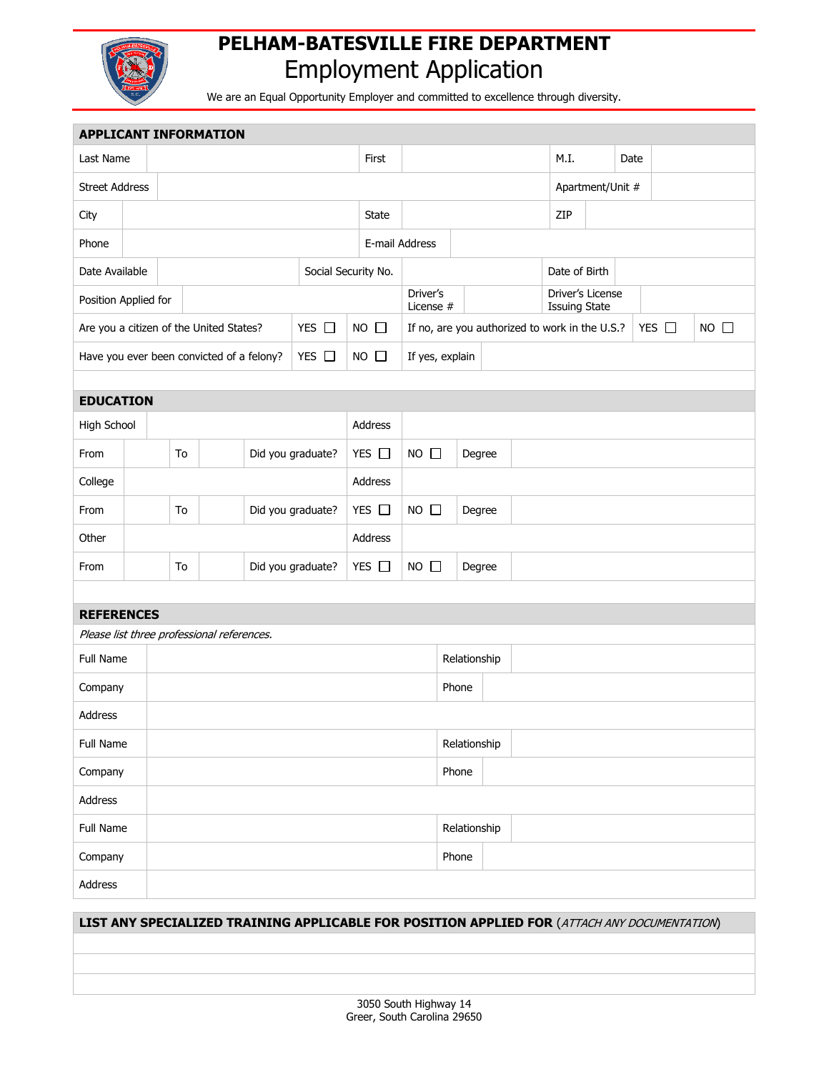# PELHAM-BATESVILLE FIRE DEPARTMENT

## Employment Application

We are an Equal Opportunity Employer and committed to excellence through diversity.

## APPLICANT INFORMATION

| | | | | | | | |
|---|---|---|---|---|---|---|---|
| Last Name | | First | | M.I. | | Date | |
| Street Address | | | | Apartment/Unit # | | | |
| City | | State | | ZIP | | | |
| Phone | | E-mail Address | | | | | |
| Date Available | | Social Security No. | | Date of Birth | | | |
| Position Applied for | | Driver's License # | | Driver's License Issuing State | | | |
| Are you a citizen of the United States? | YES ☐ | NO ☐ | If no, are you authorized to work in the U.S.? | YES ☐ | NO ☐ | | |
| Have you ever been convicted of a felony? | YES ☐ | NO ☐ | If yes, explain | | | | |

## EDUCATION

| | | | | | | | |
|---|---|---|---|---|---|---|---|
| High School | | | | Address | | | |
| From | | To | | Did you graduate? | YES ☐ | NO ☐ | Degree |
| College | | | | Address | | | |
| From | | To | | Did you graduate? | YES ☐ | NO ☐ | Degree |
| Other | | | | Address | | | |
| From | | To | | Did you graduate? | YES ☐ | NO ☐ | Degree |

## REFERENCES

*Please list three professional references.*

| | | | |
|---|---|---|---|
| Full Name | | Relationship | |
| Company | | Phone | |
| Address | | | |
| Full Name | | Relationship | |
| Company | | Phone | |
| Address | | | |
| Full Name | | Relationship | |
| Company | | Phone | |
| Address | | | |

## LIST ANY SPECIALIZED TRAINING APPLICABLE FOR POSITION APPLIED FOR (*ATTACH ANY DOCUMENTATION*)

3050 South Highway 14
Greer, South Carolina 29650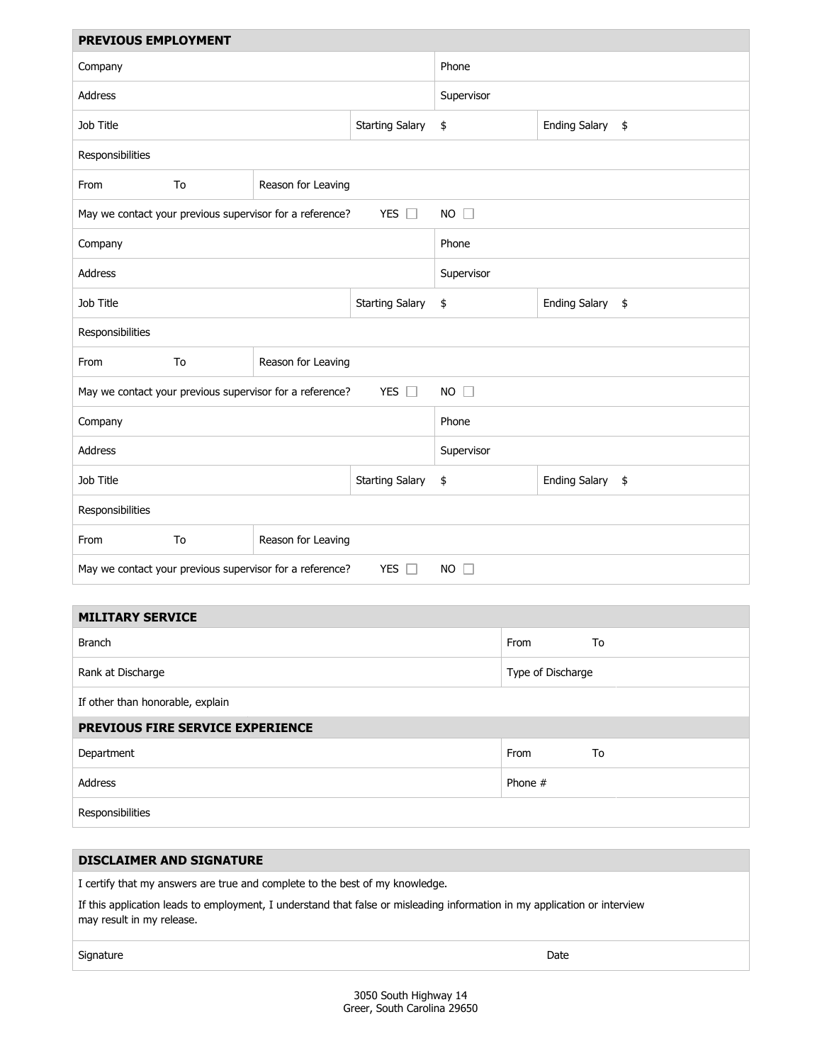## PREVIOUS EMPLOYMENT

| | | | | | |
|---|---|---|---|---|---|
| Company | | | | Phone | |
| Address | | | | Supervisor | |
| Job Title | | Starting Salary | $ | Ending Salary | $ |
| Responsibilities | | | | | |
| From | To | Reason for Leaving | | | |
| May we contact your previous supervisor for a reference? | | YES ☐ | NO ☐ | | |
| Company | | | | Phone | |
| Address | | | | Supervisor | |
| Job Title | | Starting Salary | $ | Ending Salary | $ |
| Responsibilities | | | | | |
| From | To | Reason for Leaving | | | |
| May we contact your previous supervisor for a reference? | | YES ☐ | NO ☐ | | |
| Company | | | | Phone | |
| Address | | | | Supervisor | |
| Job Title | | Starting Salary | $ | Ending Salary | $ |
| Responsibilities | | | | | |
| From | To | Reason for Leaving | | | |
| May we contact your previous supervisor for a reference? | | YES ☐ | NO ☐ | | |

## MILITARY SERVICE

| | | |
|---|---|---|
| Branch | From | To |
| Rank at Discharge | Type of Discharge | |
| If other than honorable, explain | | |

## PREVIOUS FIRE SERVICE EXPERIENCE

| | | |
|---|---|---|
| Department | From | To |
| Address | Phone # | |
| Responsibilities | | |

## DISCLAIMER AND SIGNATURE

I certify that my answers are true and complete to the best of my knowledge.

If this application leads to employment, I understand that false or misleading information in my application or interview may result in my release.

| | |
|---|---|
| Signature | Date |

3050 South Highway 14
Greer, South Carolina 29650